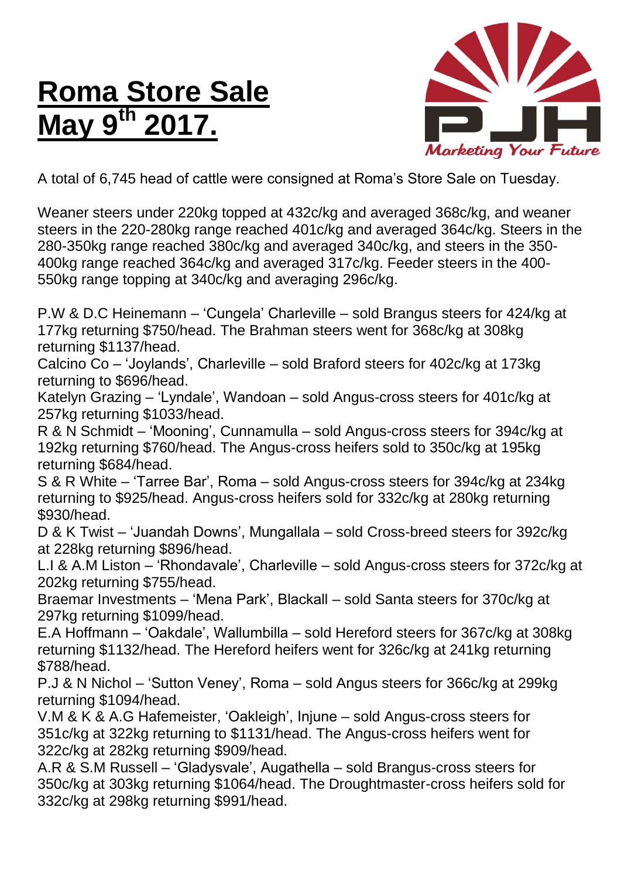# Roma Store Sale May 9th 2017.

A total of 6,745 head of cattle were consigned at Roma's Store Sale on Tuesday.

Weaner steers under 220kg topped at 432c/kg and averaged 368c/kg, and weaner steers in the 220-280kg range reached 401c/kg and averaged 364c/kg. Steers in the 280-350kg range reached 380c/kg and averaged 340c/kg, and steers in the 350-400kg range reached 364c/kg and averaged 317c/kg. Feeder steers in the 400-550kg range topping at 340c/kg and averaging 296c/kg.

P.W & D.C Heinemann – 'Cungela' Charleville – sold Brangus steers for 424/kg at 177kg returning $750/head. The Brahman steers went for 368c/kg at 308kg returning $1137/head.
Calcino Co – 'Joylands', Charleville – sold Braford steers for 402c/kg at 173kg returning to $696/head.
Katelyn Grazing – 'Lyndale', Wandoan – sold Angus-cross steers for 401c/kg at 257kg returning $1033/head.
R & N Schmidt – 'Mooning', Cunnamulla – sold Angus-cross steers for 394c/kg at 192kg returning $760/head. The Angus-cross heifers sold to 350c/kg at 195kg returning $684/head.
S & R White – 'Tarree Bar', Roma – sold Angus-cross steers for 394c/kg at 234kg returning to $925/head. Angus-cross heifers sold for 332c/kg at 280kg returning $930/head.
D & K Twist – 'Juandah Downs', Mungallala – sold Cross-breed steers for 392c/kg at 228kg returning $896/head.
L.I & A.M Liston – 'Rhondavale', Charleville – sold Angus-cross steers for 372c/kg at 202kg returning $755/head.
Braemar Investments – 'Mena Park', Blackall – sold Santa steers for 370c/kg at 297kg returning $1099/head.
E.A Hoffmann – 'Oakdale', Wallumbilla – sold Hereford steers for 367c/kg at 308kg returning $1132/head. The Hereford heifers went for 326c/kg at 241kg returning $788/head.
P.J & N Nichol – 'Sutton Veney', Roma – sold Angus steers for 366c/kg at 299kg returning $1094/head.
V.M & K & A.G Hafemeister, 'Oakleigh', Injune – sold Angus-cross steers for 351c/kg at 322kg returning to $1131/head. The Angus-cross heifers went for 322c/kg at 282kg returning $909/head.
A.R & S.M Russell – 'Gladysvale', Augathella – sold Brangus-cross steers for 350c/kg at 303kg returning $1064/head. The Droughtmaster-cross heifers sold for 332c/kg at 298kg returning $991/head.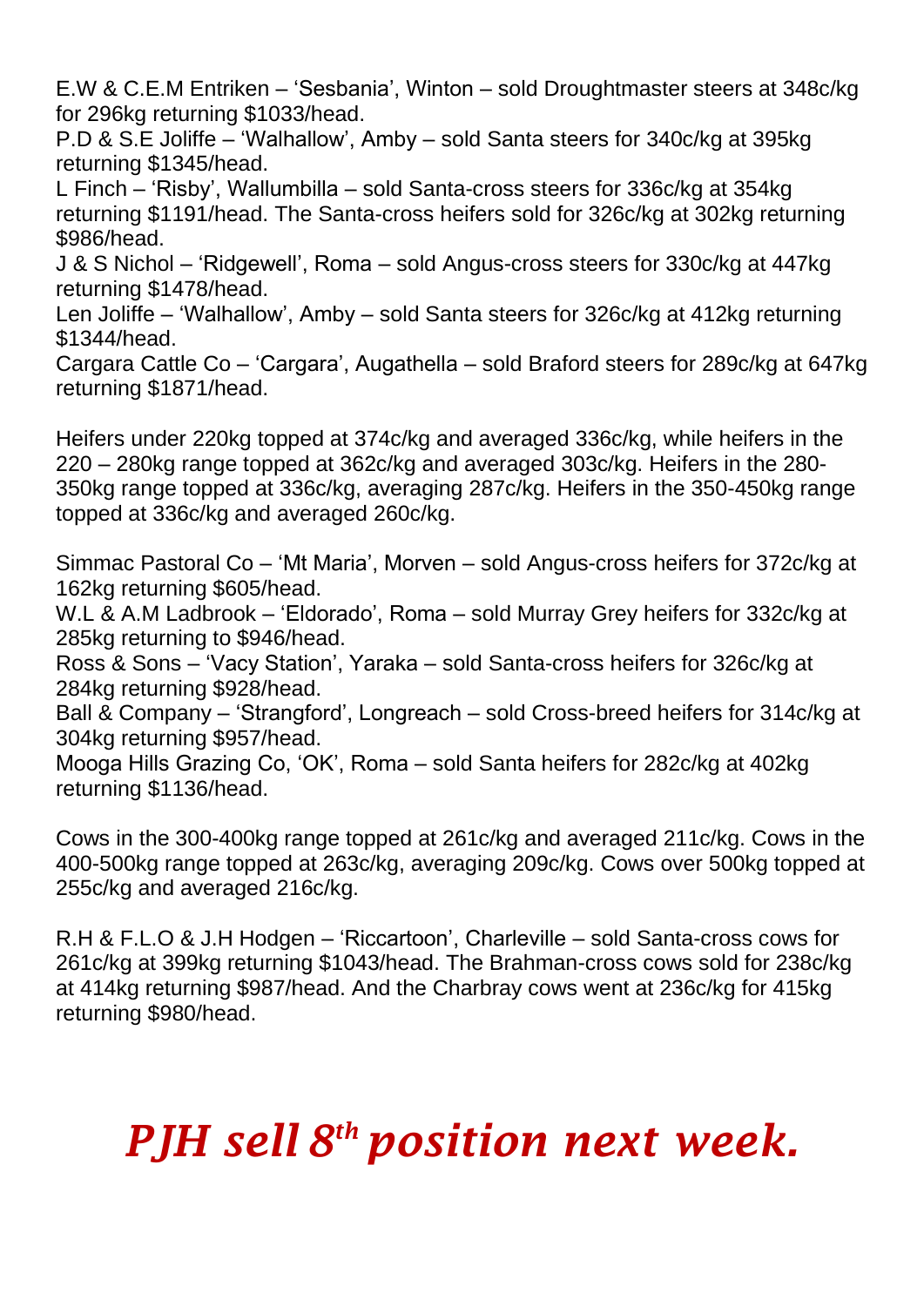E.W & C.E.M Entriken – 'Sesbania', Winton – sold Droughtmaster steers at 348c/kg for 296kg returning $1033/head.
P.D & S.E Joliffe – 'Walhallow', Amby – sold Santa steers for 340c/kg at 395kg returning $1345/head.
L Finch – 'Risby', Wallumbilla – sold Santa-cross steers for 336c/kg at 354kg returning $1191/head. The Santa-cross heifers sold for 326c/kg at 302kg returning $986/head.
J & S Nichol – 'Ridgewell', Roma – sold Angus-cross steers for 330c/kg at 447kg returning $1478/head.
Len Joliffe – 'Walhallow', Amby – sold Santa steers for 326c/kg at 412kg returning $1344/head.
Cargara Cattle Co – 'Cargara', Augathella – sold Braford steers for 289c/kg at 647kg returning $1871/head.

Heifers under 220kg topped at 374c/kg and averaged 336c/kg, while heifers in the 220 – 280kg range topped at 362c/kg and averaged 303c/kg. Heifers in the 280-350kg range topped at 336c/kg, averaging 287c/kg. Heifers in the 350-450kg range topped at 336c/kg and averaged 260c/kg.

Simmac Pastoral Co – 'Mt Maria', Morven – sold Angus-cross heifers for 372c/kg at 162kg returning $605/head.
W.L & A.M Ladbrook – 'Eldorado', Roma – sold Murray Grey heifers for 332c/kg at 285kg returning to $946/head.
Ross & Sons – 'Vacy Station', Yaraka – sold Santa-cross heifers for 326c/kg at 284kg returning $928/head.
Ball & Company – 'Strangford', Longreach – sold Cross-breed heifers for 314c/kg at 304kg returning $957/head.
Mooga Hills Grazing Co, 'OK', Roma – sold Santa heifers for 282c/kg at 402kg returning $1136/head.

Cows in the 300-400kg range topped at 261c/kg and averaged 211c/kg. Cows in the 400-500kg range topped at 263c/kg, averaging 209c/kg. Cows over 500kg topped at 255c/kg and averaged 216c/kg.

R.H & F.L.O & J.H Hodgen – 'Riccartoon', Charleville – sold Santa-cross cows for 261c/kg at 399kg returning $1043/head. The Brahman-cross cows sold for 238c/kg at 414kg returning $987/head. And the Charbray cows went at 236c/kg for 415kg returning $980/head.

***PJH sell 8th position next week.***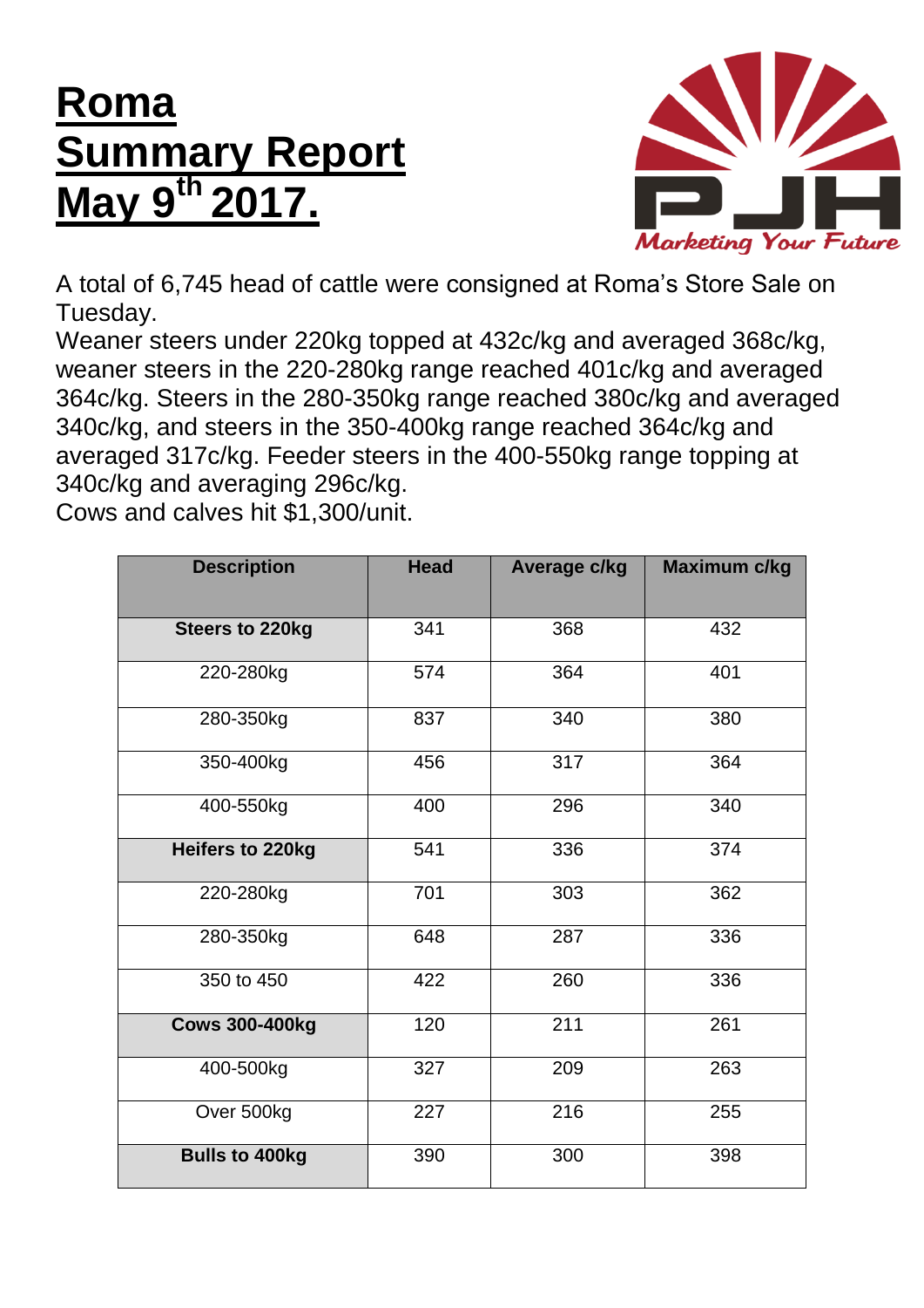# Roma Summary Report May 9th 2017.

PJH
*Marketing Your Future*

A total of 6,745 head of cattle were consigned at Roma's Store Sale on Tuesday.

Weaner steers under 220kg topped at 432c/kg and averaged 368c/kg, weaner steers in the 220-280kg range reached 401c/kg and averaged 364c/kg. Steers in the 280-350kg range reached 380c/kg and averaged 340c/kg, and steers in the 350-400kg range reached 364c/kg and averaged 317c/kg. Feeder steers in the 400-550kg range topping at 340c/kg and averaging 296c/kg.

Cows and calves hit $1,300/unit.

| Description | Head | Average c/kg | Maximum c/kg |
|---|---|---|---|
| **Steers to 220kg** | 341 | 368 | 432 |
| 220-280kg | 574 | 364 | 401 |
| 280-350kg | 837 | 340 | 380 |
| 350-400kg | 456 | 317 | 364 |
| 400-550kg | 400 | 296 | 340 |
| **Heifers to 220kg** | 541 | 336 | 374 |
| 220-280kg | 701 | 303 | 362 |
| 280-350kg | 648 | 287 | 336 |
| 350 to 450 | 422 | 260 | 336 |
| **Cows 300-400kg** | 120 | 211 | 261 |
| 400-500kg | 327 | 209 | 263 |
| Over 500kg | 227 | 216 | 255 |
| **Bulls to 400kg** | 390 | 300 | 398 |